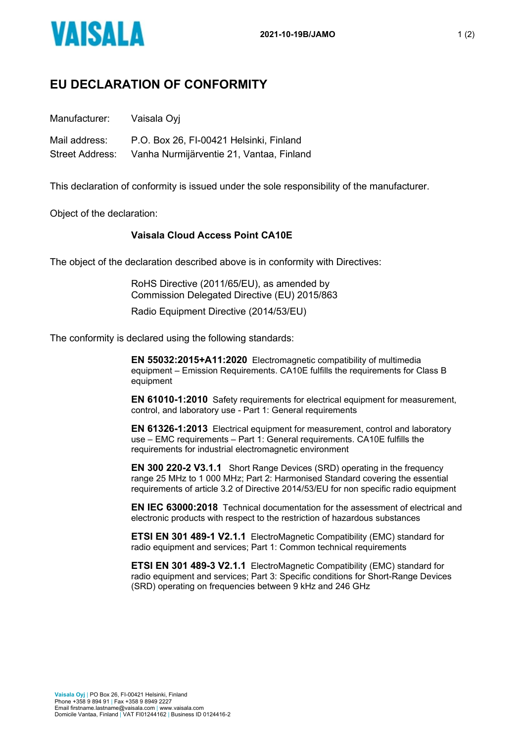# EU DECLARATION OF CONFORMITY

Manufacturer: Vaisala Oyj

Mail address: P.O. Box 26, FI-00421 Helsinki, Finland
Street Address: Vanha Nurmijärventie 21, Vantaa, Finland

This declaration of conformity is issued under the sole responsibility of the manufacturer.

Object of the declaration:

**Vaisala Cloud Access Point CA10E**

The object of the declaration described above is in conformity with Directives:

RoHS Directive (2011/65/EU), as amended by Commission Delegated Directive (EU) 2015/863

Radio Equipment Directive (2014/53/EU)

The conformity is declared using the following standards:

**EN 55032:2015+A11:2020** Electromagnetic compatibility of multimedia equipment – Emission Requirements. CA10E fulfills the requirements for Class B equipment

**EN 61010-1:2010** Safety requirements for electrical equipment for measurement, control, and laboratory use - Part 1: General requirements

**EN 61326-1:2013** Electrical equipment for measurement, control and laboratory use – EMC requirements – Part 1: General requirements. CA10E fulfills the requirements for industrial electromagnetic environment

**EN 300 220-2 V3.1.1** Short Range Devices (SRD) operating in the frequency range 25 MHz to 1 000 MHz; Part 2: Harmonised Standard covering the essential requirements of article 3.2 of Directive 2014/53/EU for non specific radio equipment

**EN IEC 63000:2018** Technical documentation for the assessment of electrical and electronic products with respect to the restriction of hazardous substances

**ETSI EN 301 489-1 V2.1.1** ElectroMagnetic Compatibility (EMC) standard for radio equipment and services; Part 1: Common technical requirements

**ETSI EN 301 489-3 V2.1.1** ElectroMagnetic Compatibility (EMC) standard for radio equipment and services; Part 3: Specific conditions for Short-Range Devices (SRD) operating on frequencies between 9 kHz and 246 GHz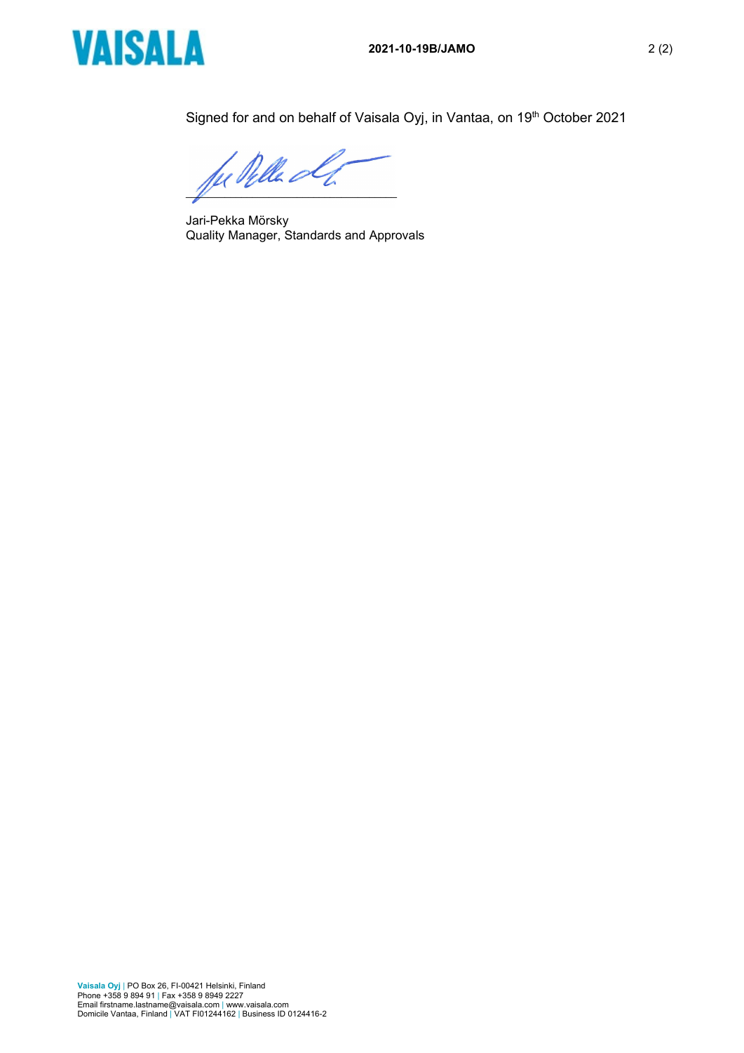Signed for and on behalf of Vaisala Oyj, in Vantaa, on 19th October 2021

Jari-Pekka Mörsky
Quality Manager, Standards and Approvals

**Vaisala Oyj** | PO Box 26, FI-00421 Helsinki, Finland
Phone +358 9 894 91 | Fax +358 9 8949 2227
Email firstname.lastname@vaisala.com | www.vaisala.com
Domicile Vantaa, Finland | VAT FI01244162 | Business ID 0124416-2